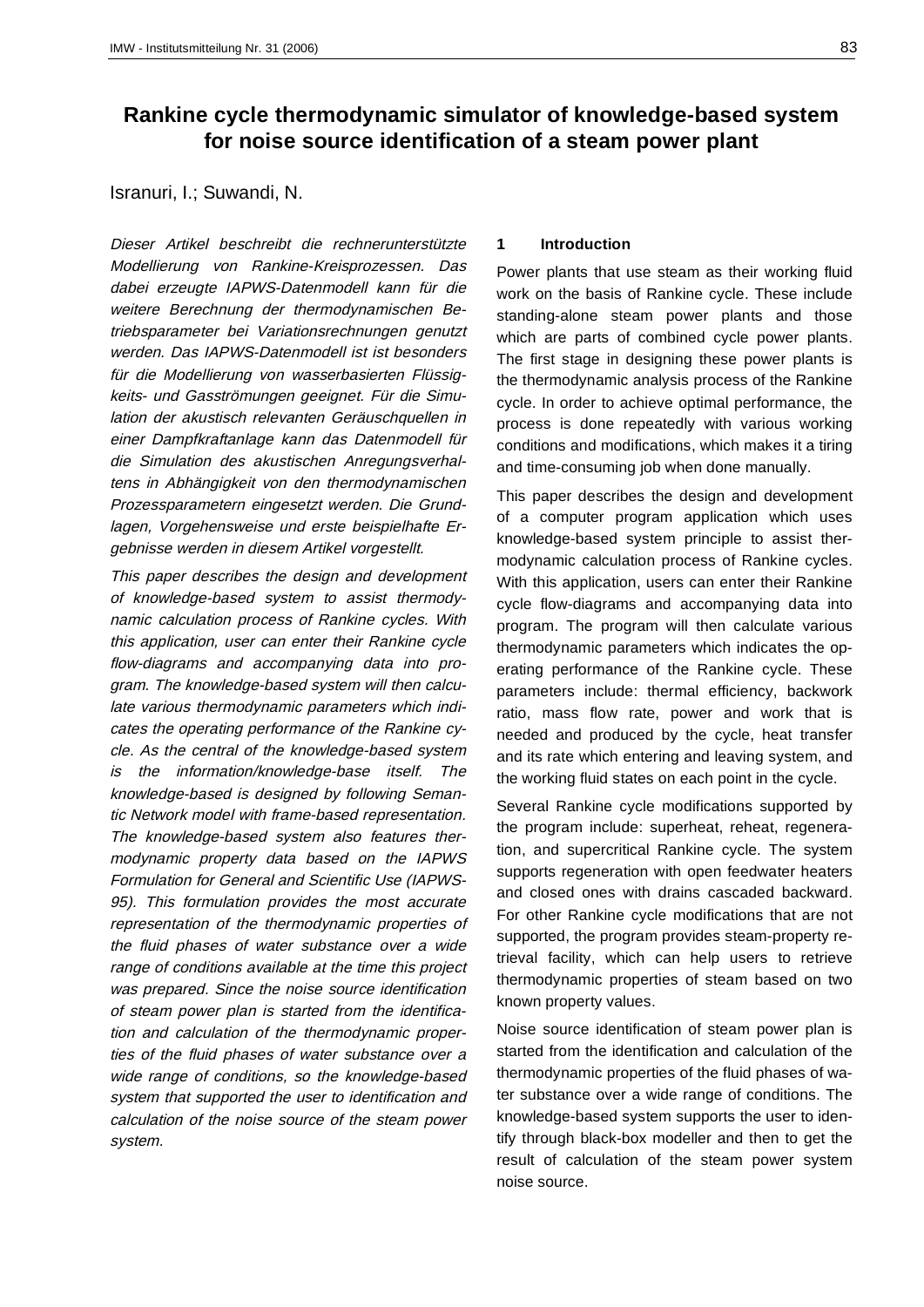# Rankine cycle thermodynamic simulator of knowledge-based system for noise source identification of a steam power plant

Isranuri, I.; Suwandi, N.

*Dieser Artikel beschreibt die rechnerunterstützte Modellierung von Rankine-Kreisprozessen. Das dabei erzeugte IAPWS-Datenmodell kann für die weitere Berechnung der thermodynamischen Betriebsparameter bei Variationsrechnungen genutzt werden. Das IAPWS-Datenmodell ist ist besonders für die Modellierung von wasserbasierten Flüssigkeits- und Gasströmungen geeignet. Für die Simulation der akustisch relevanten Geräuschquellen in einer Dampfkraftanlage kann das Datenmodell für die Simulation des akustischen Anregungsverhaltens in Abhängigkeit von den thermodynamischen Prozessparametern eingesetzt werden. Die Grundlagen, Vorgehensweise und erste beispielhafte Ergebnisse werden in diesem Artikel vorgestellt.*

*This paper describes the design and development of knowledge-based system to assist thermodynamic calculation process of Rankine cycles. With this application, user can enter their Rankine cycle flow-diagrams and accompanying data into program. The knowledge-based system will then calculate various thermodynamic parameters which indicates the operating performance of the Rankine cycle. As the central of the knowledge-based system is the information/knowledge-base itself. The knowledge-based is designed by following Semantic Network model with frame-based representation. The knowledge-based system also features thermodynamic property data based on the IAPWS Formulation for General and Scientific Use (IAPWS-95). This formulation provides the most accurate representation of the thermodynamic properties of the fluid phases of water substance over a wide range of conditions available at the time this project was prepared. Since the noise source identification of steam power plan is started from the identification and calculation of the thermodynamic properties of the fluid phases of water substance over a wide range of conditions, so the knowledge-based system that supported the user to identification and calculation of the noise source of the steam power system.*

## 1 Introduction

Power plants that use steam as their working fluid work on the basis of Rankine cycle. These include standing-alone steam power plants and those which are parts of combined cycle power plants. The first stage in designing these power plants is the thermodynamic analysis process of the Rankine cycle. In order to achieve optimal performance, the process is done repeatedly with various working conditions and modifications, which makes it a tiring and time-consuming job when done manually.

This paper describes the design and development of a computer program application which uses knowledge-based system principle to assist thermodynamic calculation process of Rankine cycles. With this application, users can enter their Rankine cycle flow-diagrams and accompanying data into program. The program will then calculate various thermodynamic parameters which indicates the operating performance of the Rankine cycle. These parameters include: thermal efficiency, backwork ratio, mass flow rate, power and work that is needed and produced by the cycle, heat transfer and its rate which entering and leaving system, and the working fluid states on each point in the cycle.

Several Rankine cycle modifications supported by the program include: superheat, reheat, regeneration, and supercritical Rankine cycle. The system supports regeneration with open feedwater heaters and closed ones with drains cascaded backward. For other Rankine cycle modifications that are not supported, the program provides steam-property retrieval facility, which can help users to retrieve thermodynamic properties of steam based on two known property values.

Noise source identification of steam power plan is started from the identification and calculation of the thermodynamic properties of the fluid phases of water substance over a wide range of conditions. The knowledge-based system supports the user to identify through black-box modeller and then to get the result of calculation of the steam power system noise source.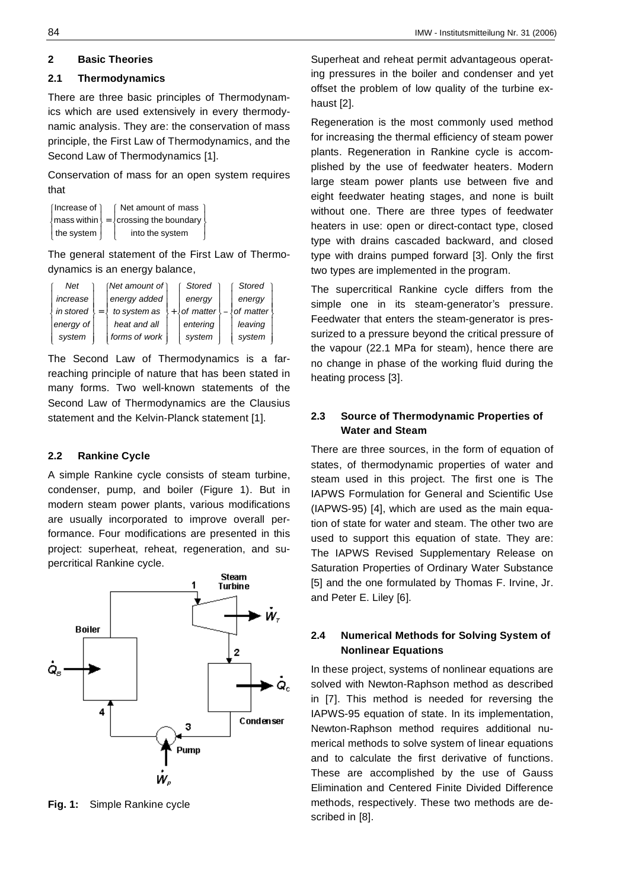## 2 Basic Theories

### 2.1 Thermodynamics

There are three basic principles of Thermodynamics which are used extensively in every thermodynamic analysis. They are: the conservation of mass principle, the First Law of Thermodynamics, and the Second Law of Thermodynamics [1].

Conservation of mass for an open system requires that

$$\left\{\begin{array}{c}\text{Increase of}\\ \text{mass within}\\ \text{the system}\end{array}\right\} = \left\{\begin{array}{c}\text{Net amount of mass}\\ \text{crossing the boundary}\\ \text{into the system}\end{array}\right\}$$

The general statement of the First Law of Thermodynamics is an energy balance,

$$\left\{\begin{array}{c}\textit{Net}\\ \textit{increase}\\ \textit{in stored}\\ \textit{energy of}\\ \textit{system}\end{array}\right\} = \left\{\begin{array}{c}\textit{Net amount of}\\ \textit{energy added}\\ \textit{to system as}\\ \textit{heat and all}\\ \textit{forms of work}\end{array}\right\} + \left\{\begin{array}{c}\textit{Stored}\\ \textit{energy}\\ \textit{of matter}\\ \textit{entering}\\ \textit{system}\end{array}\right\} - \left\{\begin{array}{c}\textit{Stored}\\ \textit{energy}\\ \textit{of matter}\\ \textit{leaving}\\ \textit{system}\end{array}\right\}$$

The Second Law of Thermodynamics is a far-reaching principle of nature that has been stated in many forms. Two well-known statements of the Second Law of Thermodynamics are the Clausius statement and the Kelvin-Planck statement [1].

### 2.2 Rankine Cycle

A simple Rankine cycle consists of steam turbine, condenser, pump, and boiler (Figure 1). But in modern steam power plants, various modifications are usually incorporated to improve overall performance. Four modifications are presented in this project: superheat, reheat, regeneration, and supercritical Rankine cycle.

**Fig. 1:** Simple Rankine cycle

Superheat and reheat permit advantageous operating pressures in the boiler and condenser and yet offset the problem of low quality of the turbine exhaust [2].

Regeneration is the most commonly used method for increasing the thermal efficiency of steam power plants. Regeneration in Rankine cycle is accomplished by the use of feedwater heaters. Modern large steam power plants use between five and eight feedwater heating stages, and none is built without one. There are three types of feedwater heaters in use: open or direct-contact type, closed type with drains cascaded backward, and closed type with drains pumped forward [3]. Only the first two types are implemented in the program.

The supercritical Rankine cycle differs from the simple one in its steam-generator's pressure. Feedwater that enters the steam-generator is pressurized to a pressure beyond the critical pressure of the vapour (22.1 MPa for steam), hence there are no change in phase of the working fluid during the heating process [3].

### 2.3 Source of Thermodynamic Properties of Water and Steam

There are three sources, in the form of equation of states, of thermodynamic properties of water and steam used in this project. The first one is The IAPWS Formulation for General and Scientific Use (IAPWS-95) [4], which are used as the main equation of state for water and steam. The other two are used to support this equation of state. They are: The IAPWS Revised Supplementary Release on Saturation Properties of Ordinary Water Substance [5] and the one formulated by Thomas F. Irvine, Jr. and Peter E. Liley [6].

### 2.4 Numerical Methods for Solving System of Nonlinear Equations

In these project, systems of nonlinear equations are solved with Newton-Raphson method as described in [7]. This method is needed for reversing the IAPWS-95 equation of state. In its implementation, Newton-Raphson method requires additional numerical methods to solve system of linear equations and to calculate the first derivative of functions. These are accomplished by the use of Gauss Elimination and Centered Finite Divided Difference methods, respectively. These two methods are described in [8].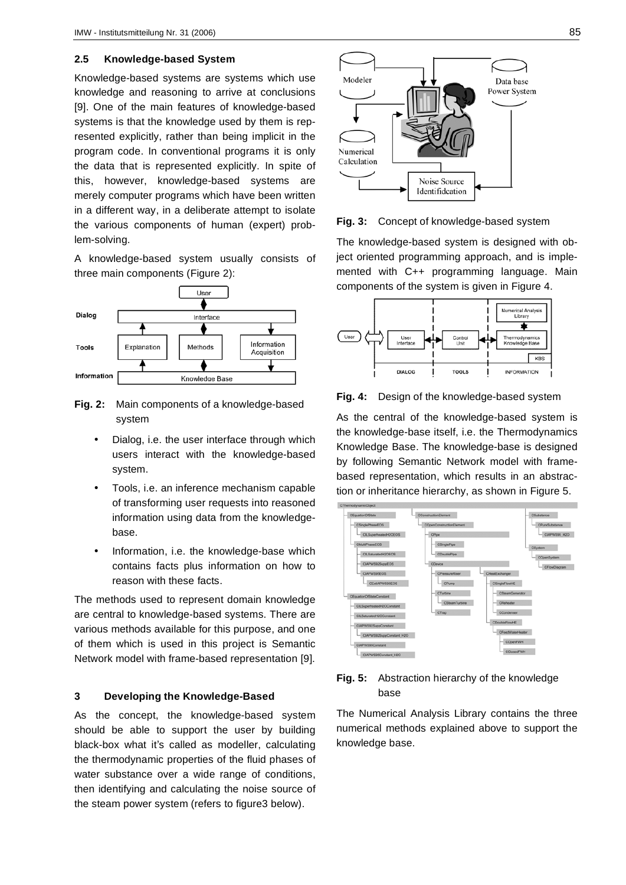### 2.5 Knowledge-based System

Knowledge-based systems are systems which use knowledge and reasoning to arrive at conclusions [9]. One of the main features of knowledge-based systems is that the knowledge used by them is represented explicitly, rather than being implicit in the program code. In conventional programs it is only the data that is represented explicitly. In spite of this, however, knowledge-based systems are merely computer programs which have been written in a different way, in a deliberate attempt to isolate the various components of human (expert) problem-solving.

A knowledge-based system usually consists of three main components (Figure 2):

**Fig. 2:** Main components of a knowledge-based system

- Dialog, i.e. the user interface through which users interact with the knowledge-based system.
- Tools, i.e. an inference mechanism capable of transforming user requests into reasoned information using data from the knowledge-base.
- Information, i.e. the knowledge-base which contains facts plus information on how to reason with these facts.

The methods used to represent domain knowledge are central to knowledge-based systems. There are various methods available for this purpose, and one of them which is used in this project is Semantic Network model with frame-based representation [9].

## 3 Developing the Knowledge-Based

As the concept, the knowledge-based system should be able to support the user by building black-box what it's called as modeller, calculating the thermodynamic properties of the fluid phases of water substance over a wide range of conditions, then identifying and calculating the noise source of the steam power system (refers to figure3 below).

**Fig. 3:** Concept of knowledge-based system

The knowledge-based system is designed with object oriented programming approach, and is implemented with C++ programming language. Main components of the system is given in Figure 4.

**Fig. 4:** Design of the knowledge-based system

As the central of the knowledge-based system is the knowledge-base itself, i.e. the Thermodynamics Knowledge Base. The knowledge-base is designed by following Semantic Network model with frame-based representation, which results in an abstraction or inheritance hierarchy, as shown in Figure 5.

**Fig. 5:** Abstraction hierarchy of the knowledge base

The Numerical Analysis Library contains the three numerical methods explained above to support the knowledge base.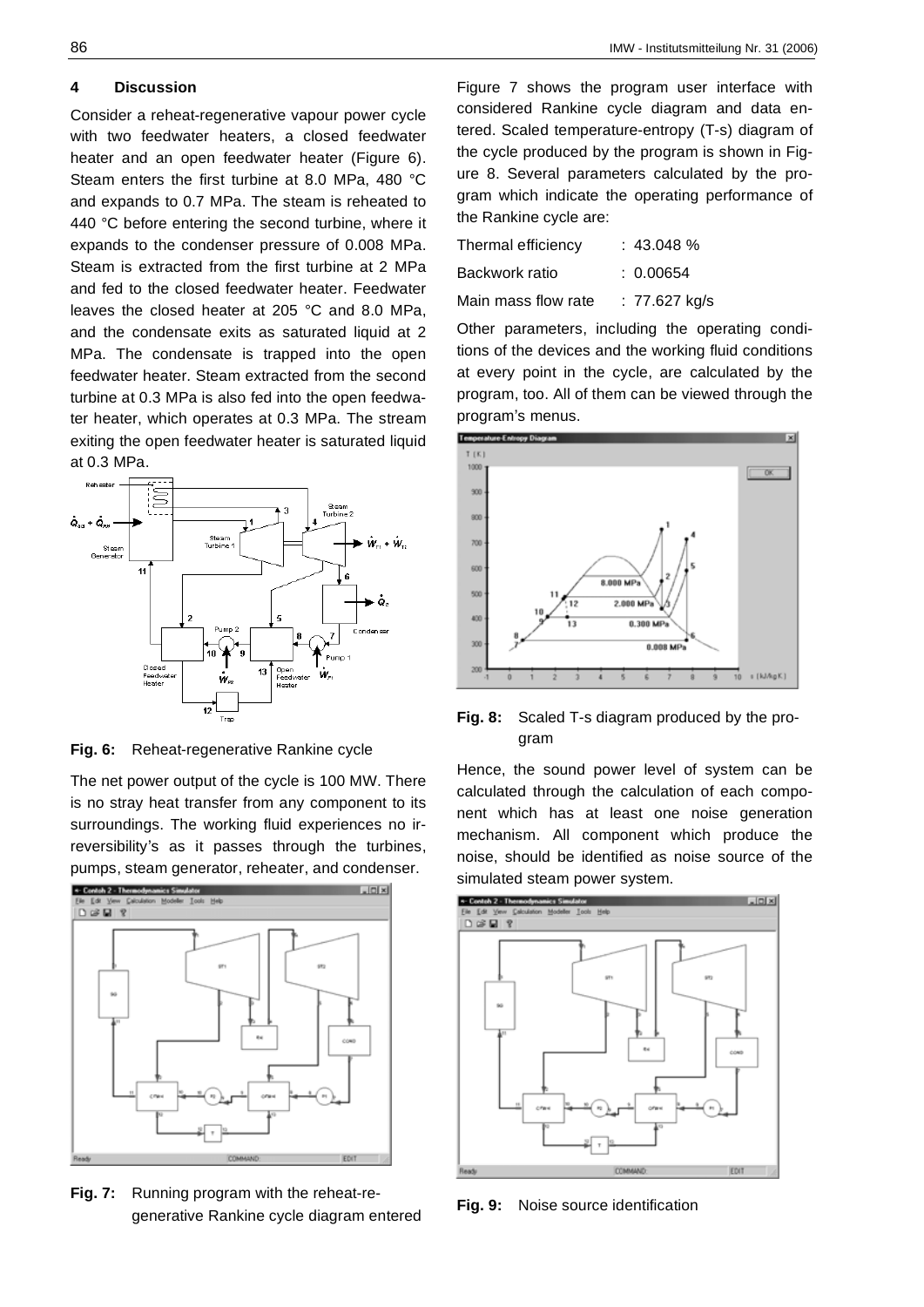## 4 Discussion

Consider a reheat-regenerative vapour power cycle with two feedwater heaters, a closed feedwater heater and an open feedwater heater (Figure 6). Steam enters the first turbine at 8.0 MPa, 480 °C and expands to 0.7 MPa. The steam is reheated to 440 °C before entering the second turbine, where it expands to the condenser pressure of 0.008 MPa. Steam is extracted from the first turbine at 2 MPa and fed to the closed feedwater heater. Feedwater leaves the closed heater at 205 °C and 8.0 MPa, and the condensate exits as saturated liquid at 2 MPa. The condensate is trapped into the open feedwater heater. Steam extracted from the second turbine at 0.3 MPa is also fed into the open feedwater heater, which operates at 0.3 MPa. The stream exiting the open feedwater heater is saturated liquid at 0.3 MPa.

**Fig. 6:** Reheat-regenerative Rankine cycle

The net power output of the cycle is 100 MW. There is no stray heat transfer from any component to its surroundings. The working fluid experiences no irreversibility's as it passes through the turbines, pumps, steam generator, reheater, and condenser.

**Fig. 7:** Running program with the reheat-regenerative Rankine cycle diagram entered

Figure 7 shows the program user interface with considered Rankine cycle diagram and data entered. Scaled temperature-entropy (T-s) diagram of the cycle produced by the program is shown in Figure 8. Several parameters calculated by the program which indicate the operating performance of the Rankine cycle are:

| | |
|---|---|
| Thermal efficiency | : 43.048 % |
| Backwork ratio | : 0.00654 |
| Main mass flow rate | : 77.627 kg/s |

Other parameters, including the operating conditions of the devices and the working fluid conditions at every point in the cycle, are calculated by the program, too. All of them can be viewed through the program's menus.

**Fig. 8:** Scaled T-s diagram produced by the program

Hence, the sound power level of system can be calculated through the calculation of each component which has at least one noise generation mechanism. All component which produce the noise, should be identified as noise source of the simulated steam power system.

**Fig. 9:** Noise source identification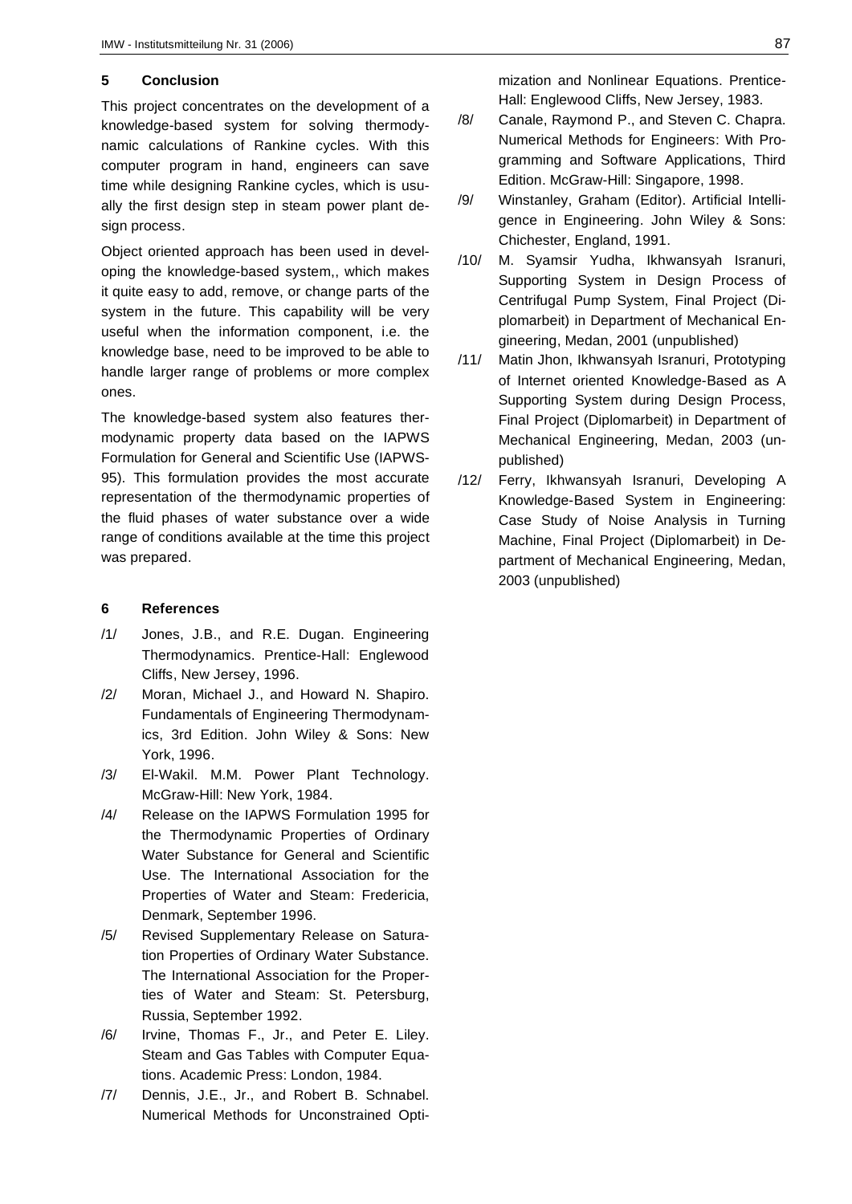## 5 Conclusion

This project concentrates on the development of a knowledge-based system for solving thermodynamic calculations of Rankine cycles. With this computer program in hand, engineers can save time while designing Rankine cycles, which is usually the first design step in steam power plant design process.

Object oriented approach has been used in developing the knowledge-based system,, which makes it quite easy to add, remove, or change parts of the system in the future. This capability will be very useful when the information component, i.e. the knowledge base, need to be improved to be able to handle larger range of problems or more complex ones.

The knowledge-based system also features thermodynamic property data based on the IAPWS Formulation for General and Scientific Use (IAPWS-95). This formulation provides the most accurate representation of the thermodynamic properties of the fluid phases of water substance over a wide range of conditions available at the time this project was prepared.

## 6 References

/1/ Jones, J.B., and R.E. Dugan. Engineering Thermodynamics. Prentice-Hall: Englewood Cliffs, New Jersey, 1996.

/2/ Moran, Michael J., and Howard N. Shapiro. Fundamentals of Engineering Thermodynamics, 3rd Edition. John Wiley & Sons: New York, 1996.

/3/ El-Wakil. M.M. Power Plant Technology. McGraw-Hill: New York, 1984.

/4/ Release on the IAPWS Formulation 1995 for the Thermodynamic Properties of Ordinary Water Substance for General and Scientific Use. The International Association for the Properties of Water and Steam: Fredericia, Denmark, September 1996.

/5/ Revised Supplementary Release on Saturation Properties of Ordinary Water Substance. The International Association for the Properties of Water and Steam: St. Petersburg, Russia, September 1992.

/6/ Irvine, Thomas F., Jr., and Peter E. Liley. Steam and Gas Tables with Computer Equations. Academic Press: London, 1984.

/7/ Dennis, J.E., Jr., and Robert B. Schnabel. Numerical Methods for Unconstrained Optimization and Nonlinear Equations. Prentice-Hall: Englewood Cliffs, New Jersey, 1983.

/8/ Canale, Raymond P., and Steven C. Chapra. Numerical Methods for Engineers: With Programming and Software Applications, Third Edition. McGraw-Hill: Singapore, 1998.

/9/ Winstanley, Graham (Editor). Artificial Intelligence in Engineering. John Wiley & Sons: Chichester, England, 1991.

/10/ M. Syamsir Yudha, Ikhwansyah Isranuri, Supporting System in Design Process of Centrifugal Pump System, Final Project (Diplomarbeit) in Department of Mechanical Engineering, Medan, 2001 (unpublished)

/11/ Matin Jhon, Ikhwansyah Isranuri, Prototyping of Internet oriented Knowledge-Based as A Supporting System during Design Process, Final Project (Diplomarbeit) in Department of Mechanical Engineering, Medan, 2003 (unpublished)

/12/ Ferry, Ikhwansyah Isranuri, Developing A Knowledge-Based System in Engineering: Case Study of Noise Analysis in Turning Machine, Final Project (Diplomarbeit) in Department of Mechanical Engineering, Medan, 2003 (unpublished)